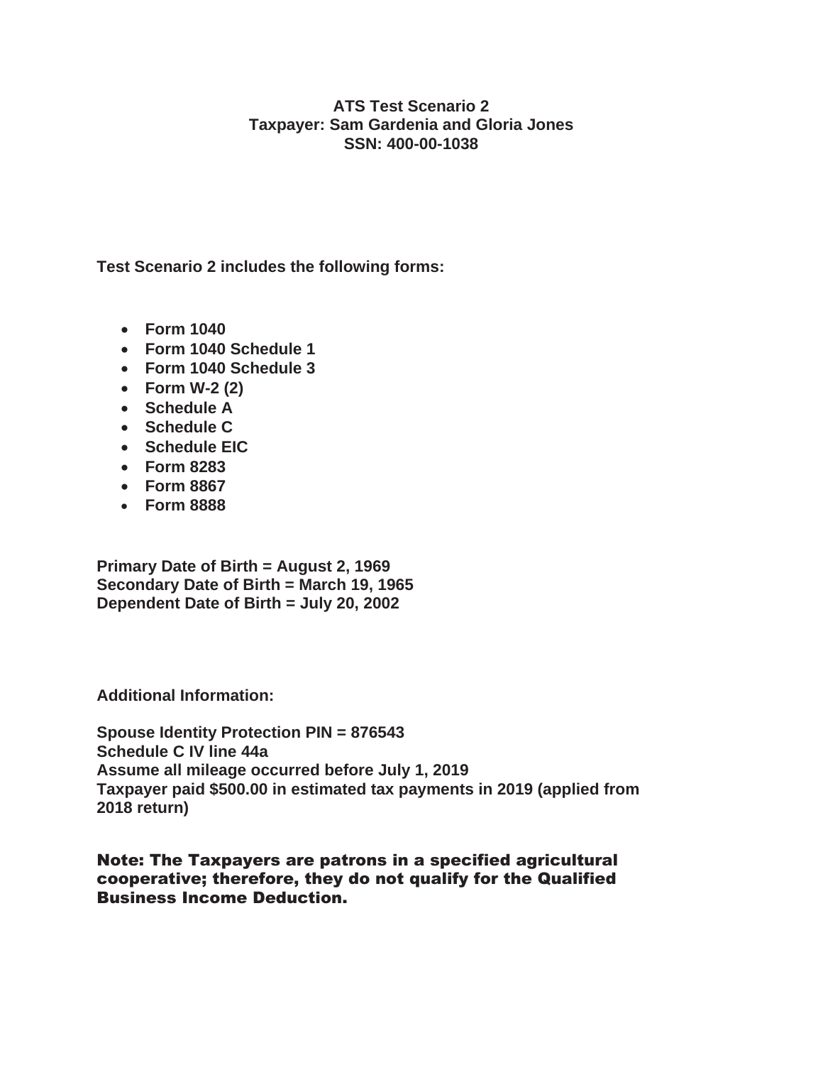**ATS Test Scenario 2**
**Taxpayer: Sam Gardenia and Gloria Jones**
**SSN: 400-00-1038**

**Test Scenario 2 includes the following forms:**

- **Form 1040**
- **Form 1040 Schedule 1**
- **Form 1040 Schedule 3**
- **Form W-2 (2)**
- **Schedule A**
- **Schedule C**
- **Schedule EIC**
- **Form 8283**
- **Form 8867**
- **Form 8888**

**Primary Date of Birth = August 2, 1969**
**Secondary Date of Birth = March 19, 1965**
**Dependent Date of Birth = July 20, 2002**

**Additional Information:**

**Spouse Identity Protection PIN = 876543**
**Schedule C IV line 44a**
**Assume all mileage occurred before July 1, 2019**
**Taxpayer paid $500.00 in estimated tax payments in 2019 (applied from 2018 return)**

**Note: The Taxpayers are patrons in a specified agricultural cooperative; therefore, they do not qualify for the Qualified Business Income Deduction.**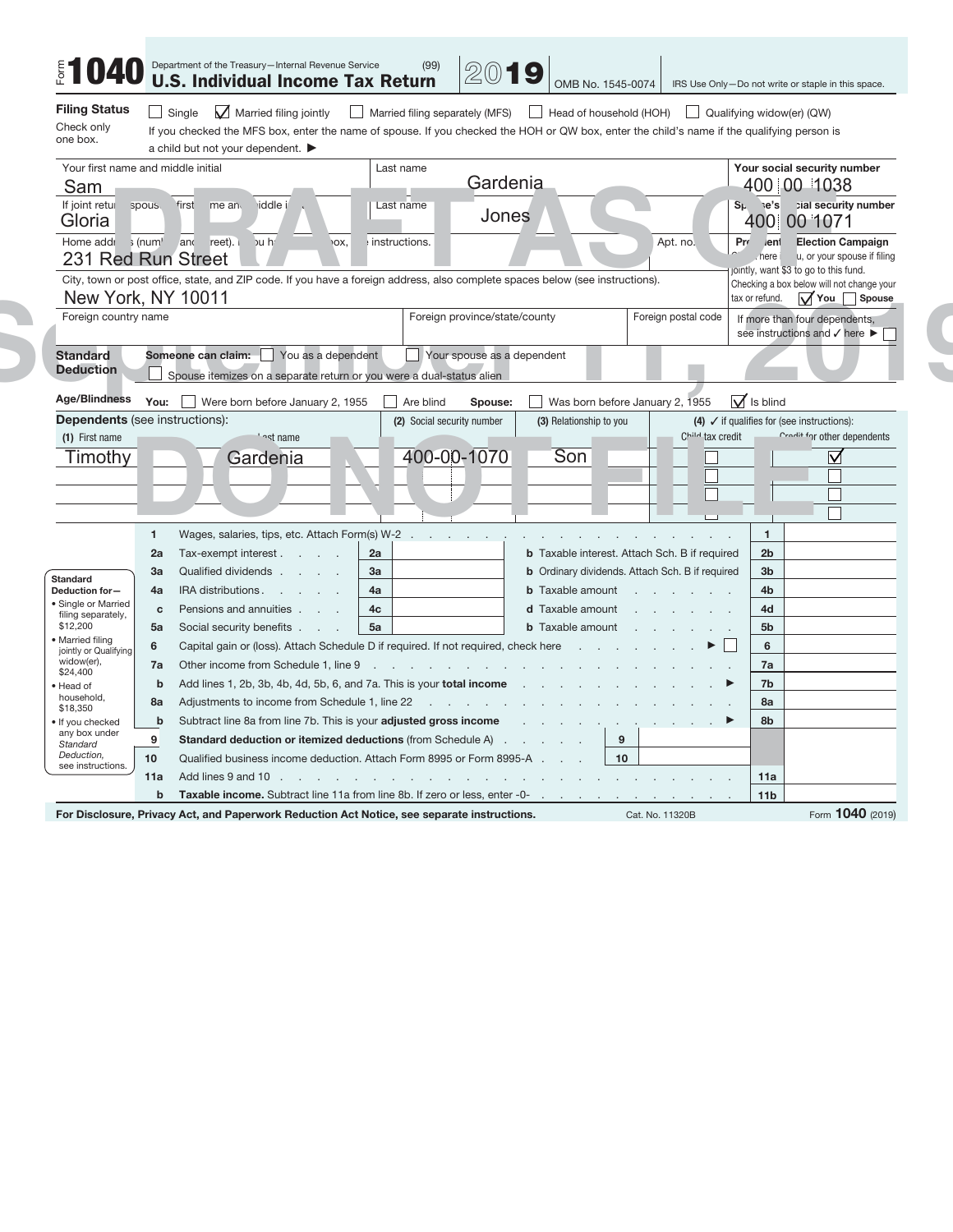# Form 1040 — Department of the Treasury—Internal Revenue Service (99)

## U.S. Individual Income Tax Return 2019

OMB No. 1545-0074 | IRS Use Only—Do not write or staple in this space.

DRAFT AS OF September 11, 2019 — DO NOT FILE

**Filing Status** Check only one box.

☐ Single ☑ Married filing jointly ☐ Married filing separately (MFS) ☐ Head of household (HOH) ☐ Qualifying widow(er) (QW)

If you checked the MFS box, enter the name of spouse. If you checked the HOH or QW box, enter the child's name if the qualifying person is a child but not your dependent. ▶

| Your first name and middle initial | Last name | Your social security number |
|---|---|---|
| Sam | Gardenia | 400 00 1038 |
| If joint return, spouse's first name and middle initial | Last name | Spouse's social security number |
| Gloria | Jones | 400 00 1071 |

| Home address (number and street). If you have a P.O. box, see instructions. | Apt. no. | Presidential Election Campaign |
|---|---|---|
| 231 Red Run Street | | Check here if you, or your spouse if filing jointly, want $3 to go to this fund. Checking a box below will not change your tax or refund. ☑ You ☐ Spouse |

City, town or post office, state, and ZIP code. If you have a foreign address, also complete spaces below (see instructions).

New York, NY 10011

| Foreign country name | Foreign province/state/county | Foreign postal code | If more than four dependents, see instructions and ✓ here ▶ ☐ |
|---|---|---|---|
| | | | |

**Standard Deduction** **Someone can claim:** ☐ You as a dependent ☐ Your spouse as a dependent
☐ Spouse itemizes on a separate return or you were a dual-status alien

**Age/Blindness** **You:** ☐ Were born before January 2, 1955 ☐ Are blind **Spouse:** ☐ Was born before January 2, 1955 ☑ Is blind

**Dependents** (see instructions):

| (1) First name | Last name | (2) Social security number | (3) Relationship to you | (4) ✓ if qualifies for: Child tax credit | Credit for other dependents |
|---|---|---|---|---|---|
| Timothy | Gardenia | 400-00-1070 | Son | ☐ | ☑ |
| | | | | ☐ | ☐ |
| | | | | ☐ | ☐ |
| | | | | ☐ | ☐ |

**Standard Deduction for—**
- Single or Married filing separately, $12,200
- Married filing jointly or Qualifying widow(er), $24,400
- Head of household, $18,350
- If you checked any box under *Standard Deduction*, see instructions.

| Line | Description | | | Line | Amount |
|---|---|---|---|---|---|
| 1 | Wages, salaries, tips, etc. Attach Form(s) W-2 | | | 1 | |
| 2a | Tax-exempt interest | 2a | **b** Taxable interest. Attach Sch. B if required | 2b | |
| 3a | Qualified dividends | 3a | **b** Ordinary dividends. Attach Sch. B if required | 3b | |
| 4a | IRA distributions | 4a | **b** Taxable amount | 4b | |
| c | Pensions and annuities | 4c | **d** Taxable amount | 4d | |
| 5a | Social security benefits | 5a | **b** Taxable amount | 5b | |
| 6 | Capital gain or (loss). Attach Schedule D if required. If not required, check here ▶ ☐ | | | 6 | |
| 7a | Other income from Schedule 1, line 9 | | | 7a | |
| b | Add lines 1, 2b, 3b, 4b, 4d, 5b, 6, and 7a. This is your **total income** ▶ | | | 7b | |
| 8a | Adjustments to income from Schedule 1, line 22 | | | 8a | |
| b | Subtract line 8a from line 7b. This is your **adjusted gross income** ▶ | | | 8b | |
| 9 | **Standard deduction or itemized deductions** (from Schedule A) | 9 | | | |
| 10 | Qualified business income deduction. Attach Form 8995 or Form 8995-A | 10 | | | |
| 11a | Add lines 9 and 10 | | | 11a | |
| b | **Taxable income.** Subtract line 11a from line 8b. If zero or less, enter -0- | | | 11b | |

**For Disclosure, Privacy Act, and Paperwork Reduction Act Notice, see separate instructions.** Cat. No. 11320B Form **1040** (2019)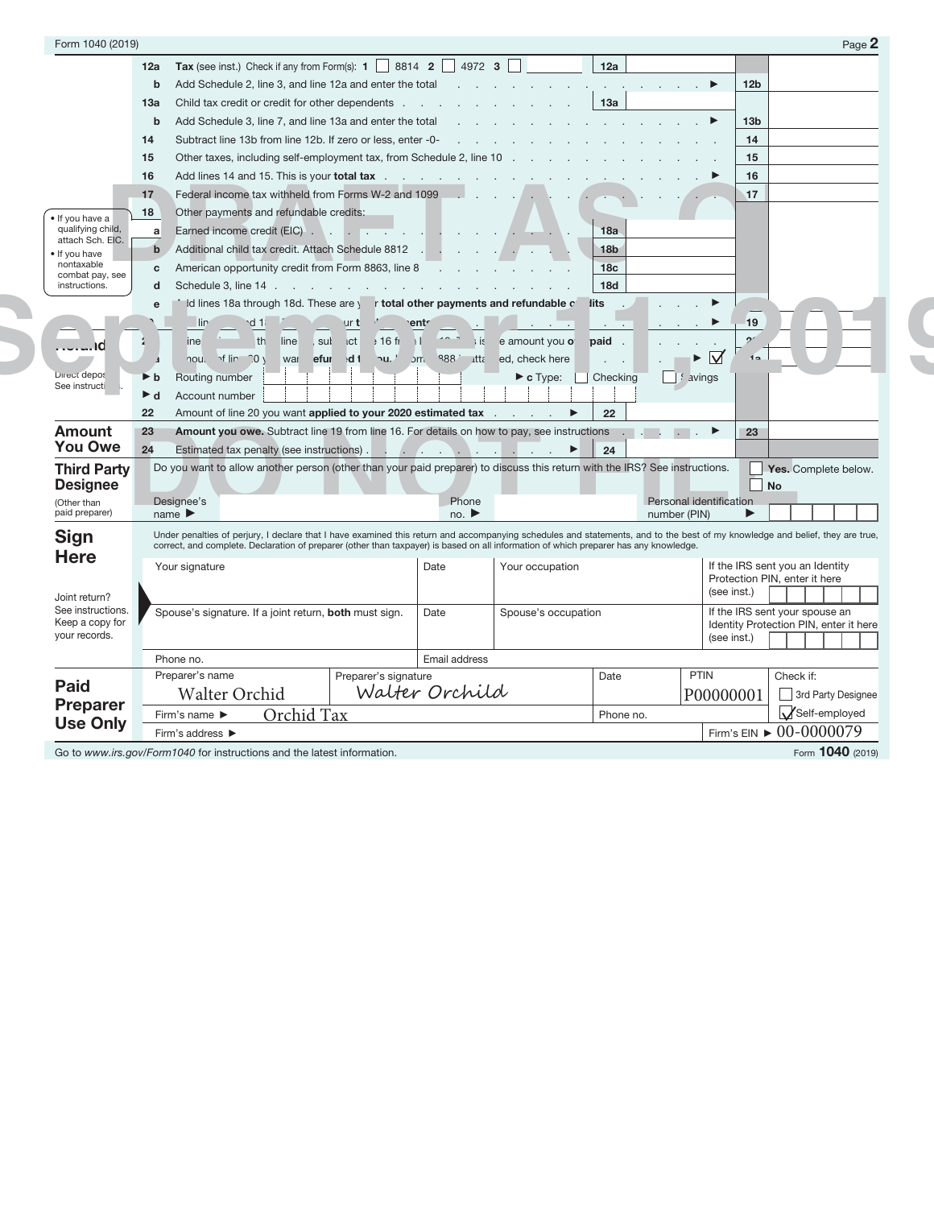Form 1040 (2019) Page 2

| | | | | | |
|---|---|---|---|---|---|
| 12a | Tax (see inst.) Check if any from Form(s): 1 ☐ 8814 2 ☐ 4972 3 ☐ | 12a | | | |
| b | Add Schedule 2, line 3, and line 12a and enter the total ▶ | | | 12b | |
| 13a | Child tax credit or credit for other dependents | 13a | | | |
| b | Add Schedule 3, line 7, and line 13a and enter the total ▶ | | | 13b | |
| 14 | Subtract line 13b from line 12b. If zero or less, enter -0- | | | 14 | |
| 15 | Other taxes, including self-employment tax, from Schedule 2, line 10 | | | 15 | |
| 16 | Add lines 14 and 15. This is your **total tax** ▶ | | | 16 | |
| 17 | Federal income tax withheld from Forms W-2 and 1099 | | | 17 | |
| 18 | Other payments and refundable credits: | | | | |
| a | Earned income credit (EIC) | 18a | | | |
| b | Additional child tax credit. Attach Schedule 8812 | 18b | | | |
| c | American opportunity credit from Form 8863, line 8 | 18c | | | |
| d | Schedule 3, line 14 | 18d | | | |
| e | Add lines 18a through 18d. These are your **total other payments and refundable credits** ▶ | | | | |
| 19 | Add lines 17 and 18e. These are your **total payments** ▶ | | | 19 | |

• If you have a qualifying child, attach Sch. EIC.
• If you have nontaxable combat pay, see instructions.

**Refund**

| | | | | | |
|---|---|---|---|---|---|
| 20 | If line 19 is more than line 16, subtract line 16 from line 19. This is the amount you overpaid | | | 20 | |
| 21a | Amount of line 20 you want refunded to you. If Form 8888 is attached, check here ▶ ☑ | | | 21a | |
| ▶ b | Routing number | ▶ c Type: ☐ Checking ☐ Savings | | | |
| ▶ d | Account number | | | | |
| 22 | Amount of line 20 you want **applied to your 2020 estimated tax** ▶ | 22 | | | |

Direct deposit? See instructions.

**Amount You Owe**

| | | | | | |
|---|---|---|---|---|---|
| 23 | **Amount you owe.** Subtract line 19 from line 16. For details on how to pay, see instructions ▶ | | | 23 | |
| 24 | Estimated tax penalty (see instructions) ▶ | 24 | | | |

**Third Party Designee** (Other than paid preparer)

Do you want to allow another person (other than your paid preparer) to discuss this return with the IRS? See instructions. ☐ **Yes.** Complete below. ☐ **No**

Designee's name ▶ Phone no. ▶ Personal identification number (PIN) ▶

**Sign Here**

Under penalties of perjury, I declare that I have examined this return and accompanying schedules and statements, and to the best of my knowledge and belief, they are true, correct, and complete. Declaration of preparer (other than taxpayer) is based on all information of which preparer has any knowledge.

| Your signature | Date | Your occupation | If the IRS sent you an Identity Protection PIN, enter it here (see inst.) |
|---|---|---|---|
| Spouse's signature. If a joint return, **both** must sign. | Date | Spouse's occupation | If the IRS sent your spouse an Identity Protection PIN, enter it here (see inst.) |
| Phone no. | Email address | | |

Joint return? See instructions. Keep a copy for your records.

**Paid Preparer Use Only**

| Preparer's name | Preparer's signature | Date | PTIN | Check if: |
|---|---|---|---|---|
| Walter Orchid | Walter Orchild | | P00000001 | ☐ 3rd Party Designee ☑ Self-employed |
| Firm's name ▶ Orchid Tax | | Phone no. | | |
| Firm's address ▶ | | | Firm's EIN ▶ 00-0000079 | |

Go to *www.irs.gov/Form1040* for instructions and the latest information. Form **1040** (2019)

DRAFT AS OF September 11, 2019 DO NOT FILE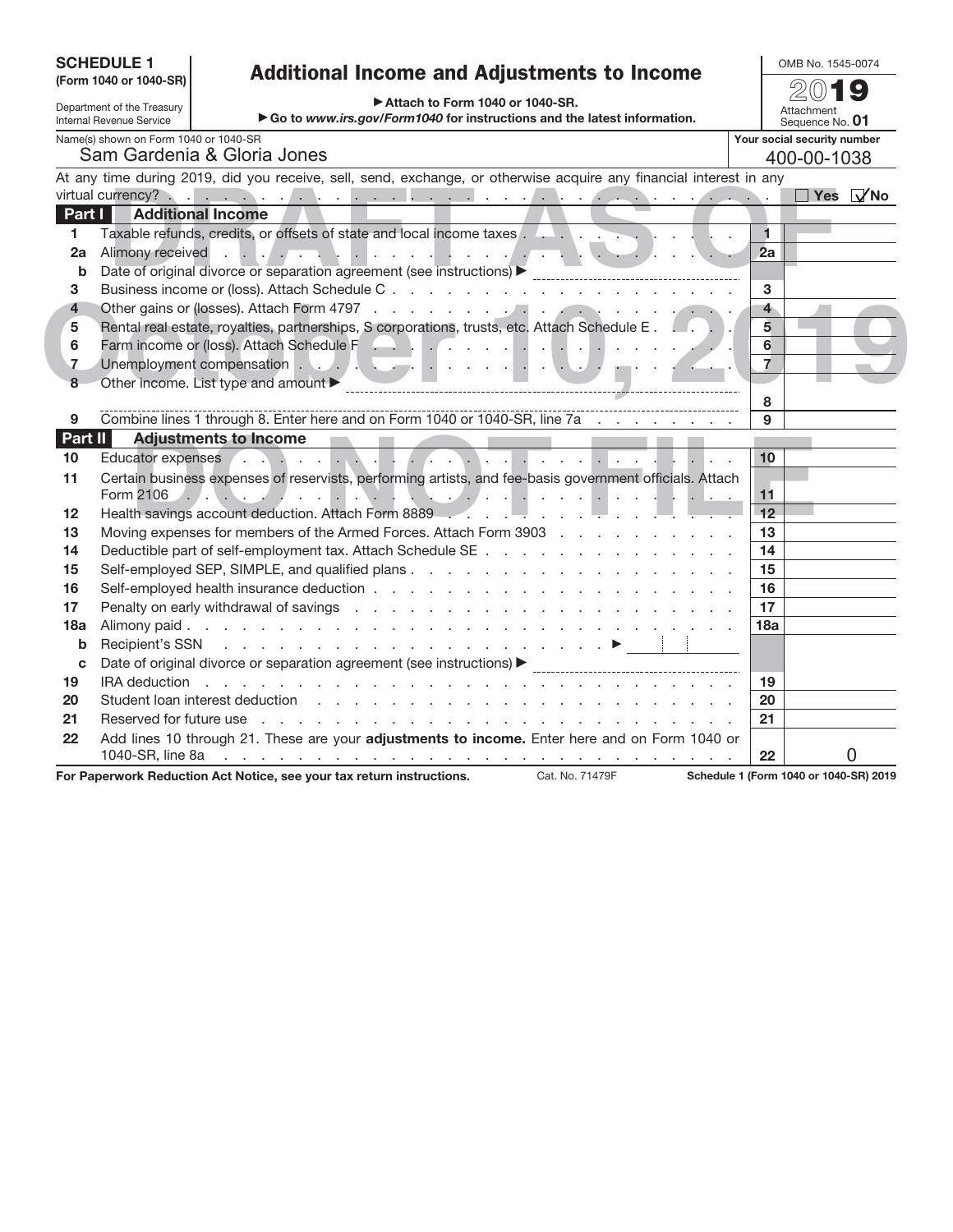# SCHEDULE 1 (Form 1040 or 1040-SR)

Department of the Treasury
Internal Revenue Service

## Additional Income and Adjustments to Income

▶ Attach to Form 1040 or 1040-SR.
▶ Go to *www.irs.gov/Form1040* for instructions and the latest information.

OMB No. 1545-0074
2019
Attachment Sequence No. **01**

Name(s) shown on Form 1040 or 1040-SR: Sam Gardenia & Gloria Jones

Your social security number: 400-00-1038

DRAFT AS OF October 10, 2019 DO NOT FILE

At any time during 2019, did you receive, sell, send, exchange, or otherwise acquire any financial interest in any virtual currency? ☐ Yes ☑ No

### Part I — Additional Income

| Line | Description | Box | Amount |
|---|---|---|---|
| 1 | Taxable refunds, credits, or offsets of state and local income taxes | 1 | |
| 2a | Alimony received | 2a | |
| b | Date of original divorce or separation agreement (see instructions) ▶ | | |
| 3 | Business income or (loss). Attach Schedule C | 3 | |
| 4 | Other gains or (losses). Attach Form 4797 | 4 | |
| 5 | Rental real estate, royalties, partnerships, S corporations, trusts, etc. Attach Schedule E | 5 | |
| 6 | Farm income or (loss). Attach Schedule F | 6 | |
| 7 | Unemployment compensation | 7 | |
| 8 | Other income. List type and amount ▶ | 8 | |
| 9 | Combine lines 1 through 8. Enter here and on Form 1040 or 1040-SR, line 7a | 9 | |

### Part II — Adjustments to Income

| Line | Description | Box | Amount |
|---|---|---|---|
| 10 | Educator expenses | 10 | |
| 11 | Certain business expenses of reservists, performing artists, and fee-basis government officials. Attach Form 2106 | 11 | |
| 12 | Health savings account deduction. Attach Form 8889 | 12 | |
| 13 | Moving expenses for members of the Armed Forces. Attach Form 3903 | 13 | |
| 14 | Deductible part of self-employment tax. Attach Schedule SE | 14 | |
| 15 | Self-employed SEP, SIMPLE, and qualified plans | 15 | |
| 16 | Self-employed health insurance deduction | 16 | |
| 17 | Penalty on early withdrawal of savings | 17 | |
| 18a | Alimony paid | 18a | |
| b | Recipient's SSN ▶ | | |
| c | Date of original divorce or separation agreement (see instructions) ▶ | | |
| 19 | IRA deduction | 19 | |
| 20 | Student loan interest deduction | 20 | |
| 21 | Reserved for future use | 21 | |
| 22 | Add lines 10 through 21. These are your **adjustments to income.** Enter here and on Form 1040 or 1040-SR, line 8a | 22 | 0 |

**For Paperwork Reduction Act Notice, see your tax return instructions.** Cat. No. 71479F **Schedule 1 (Form 1040 or 1040-SR) 2019**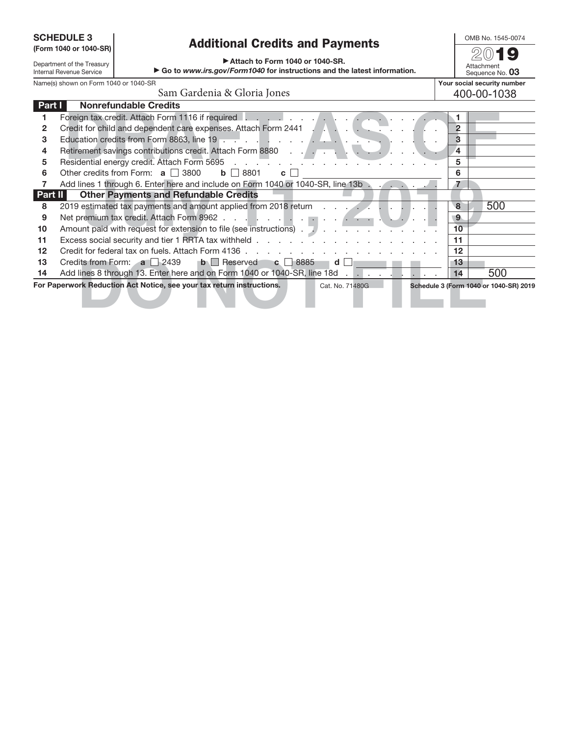**SCHEDULE 3**
**(Form 1040 or 1040-SR)**

Department of the Treasury
Internal Revenue Service

# Additional Credits and Payments

▶ Attach to Form 1040 or 1040-SR.
▶ Go to *www.irs.gov/Form1040* for instructions and the latest information.

OMB No. 1545-0074
2019
Attachment Sequence No. **03**

DRAFT AS OF July 11, 2019 DO NOT FILE

| Name(s) shown on Form 1040 or 1040-SR | Your social security number |
|---|---|
| Sam Gardenia & Gloria Jones | 400-00-1038 |

**Part I — Nonrefundable Credits**

| Line | Description | Line | Amount |
|---|---|---|---|
| 1 | Foreign tax credit. Attach Form 1116 if required | 1 | |
| 2 | Credit for child and dependent care expenses. Attach Form 2441 | 2 | |
| 3 | Education credits from Form 8863, line 19 | 3 | |
| 4 | Retirement savings contributions credit. Attach Form 8880 | 4 | |
| 5 | Residential energy credit. Attach Form 5695 | 5 | |
| 6 | Other credits from Form: a ☐ 3800 b ☐ 8801 c ☐ | 6 | |
| 7 | Add lines 1 through 6. Enter here and include on Form 1040 or 1040-SR, line 13b | 7 | |

**Part II — Other Payments and Refundable Credits**

| Line | Description | Line | Amount |
|---|---|---|---|
| 8 | 2019 estimated tax payments and amount applied from 2018 return | 8 | 500 |
| 9 | Net premium tax credit. Attach Form 8962 | 9 | |
| 10 | Amount paid with request for extension to file (see instructions) | 10 | |
| 11 | Excess social security and tier 1 RRTA tax withheld | 11 | |
| 12 | Credit for federal tax on fuels. Attach Form 4136 | 12 | |
| 13 | Credits from Form: a ☐ 2439 b ☐ Reserved c ☐ 8885 d ☐ | 13 | |
| 14 | Add lines 8 through 13. Enter here and on Form 1040 or 1040-SR, line 18d | 14 | 500 |

**For Paperwork Reduction Act Notice, see your tax return instructions.** Cat. No. 71480G **Schedule 3 (Form 1040 or 1040-SR) 2019**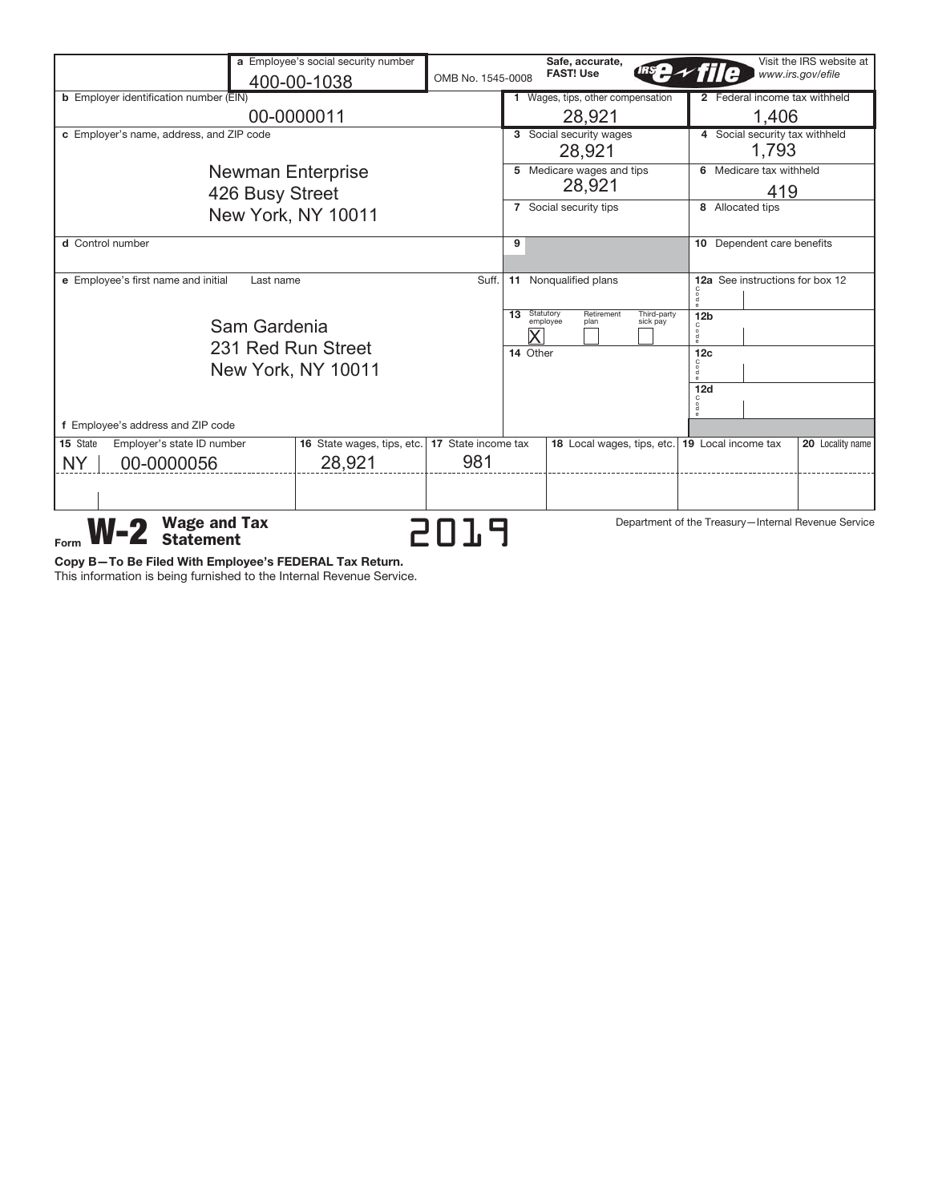| a Employee's social security number | OMB No. 1545-0008 | Safe, accurate, FAST! Use IRS e-file | Visit the IRS website at www.irs.gov/efile |
|---|---|---|---|
| 400-00-1038 | | | |

| Field | Value |
|---|---|
| b Employer identification number (EIN) | 00-0000011 |
| c Employer's name, address, and ZIP code | Newman Enterprise<br>426 Busy Street<br>New York, NY 10011 |
| d Control number | |
| e Employee's first name and initial / Last name / Suff. | Sam Gardenia |
| f Employee's address and ZIP code | 231 Red Run Street<br>New York, NY 10011 |

| Box | Value | Box | Value |
|---|---|---|---|
| 1 Wages, tips, other compensation | 28,921 | 2 Federal income tax withheld | 1,406 |
| 3 Social security wages | 28,921 | 4 Social security tax withheld | 1,793 |
| 5 Medicare wages and tips | 28,921 | 6 Medicare tax withheld | 419 |
| 7 Social security tips | | 8 Allocated tips | |
| 9 | | 10 Dependent care benefits | |
| 11 Nonqualified plans | | 12a See instructions for box 12 | |
| 13 Statutory employee | X | 12b | |
| 13 Retirement plan | | 12c | |
| 13 Third-party sick pay | | 12d | |
| 14 Other | | | |

| 15 State | Employer's state ID number | 16 State wages, tips, etc. | 17 State income tax | 18 Local wages, tips, etc. | 19 Local income tax | 20 Locality name |
|---|---|---|---|---|---|---|
| NY | 00-0000056 | 28,921 | 981 | | | |
| | | | | | | |

Form **W-2** **Wage and Tax Statement** 2019

Department of the Treasury—Internal Revenue Service

**Copy B—To Be Filed With Employee's FEDERAL Tax Return.**
This information is being furnished to the Internal Revenue Service.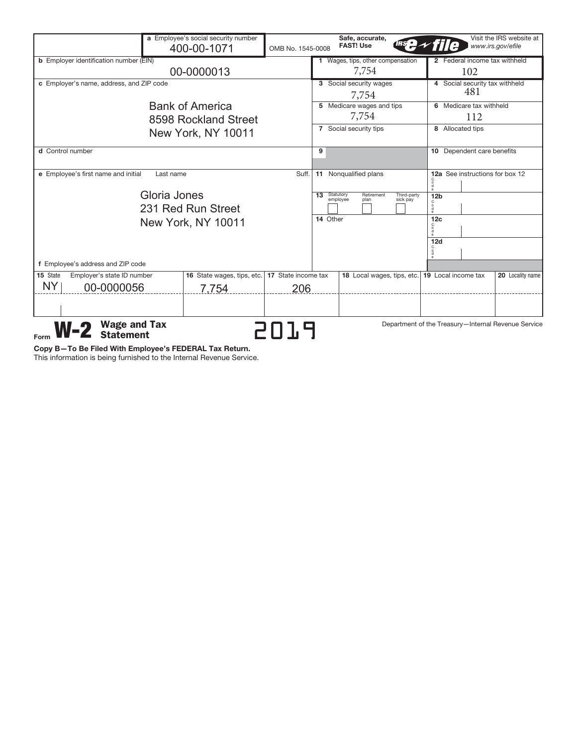| a Employee's social security number | OMB No. 1545-0008 | Safe, accurate, FAST! Use IRS e-file | Visit the IRS website at www.irs.gov/efile |
|---|---|---|---|
| 400-00-1071 | | | |

| | | | |
|---|---|---|---|
| **b** Employer identification number (EIN)<br>00-0000013 | | **1** Wages, tips, other compensation<br>7,754 | **2** Federal income tax withheld<br>102 |
| **c** Employer's name, address, and ZIP code<br>Bank of America<br>8598 Rockland Street<br>New York, NY 10011 | | **3** Social security wages<br>7,754 | **4** Social security tax withheld<br>481 |
| | | **5** Medicare wages and tips<br>7,754 | **6** Medicare tax withheld<br>112 |
| | | **7** Social security tips | **8** Allocated tips |
| **d** Control number | | **9** | **10** Dependent care benefits |
| **e** Employee's first name and initial | Last name Suff. | **11** Nonqualified plans | **12a** See instructions for box 12 |
| Gloria Jones<br>231 Red Run Street<br>New York, NY 10011 | | **13** Statutory employee / Retirement plan / Third-party sick pay | **12b** |
| | | **14** Other | **12c** |
| | | | **12d** |
| **f** Employee's address and ZIP code | | | |

| 15 State | Employer's state ID number | 16 State wages, tips, etc. | 17 State income tax | 18 Local wages, tips, etc. | 19 Local income tax | 20 Locality name |
|---|---|---|---|---|---|---|
| NY | 00-0000056 | 7,754 | 206 | | | |
| | | | | | | |

Form **W-2** **Wage and Tax Statement** **2019**

Department of the Treasury—Internal Revenue Service

**Copy B—To Be Filed With Employee's FEDERAL Tax Return.**
This information is being furnished to the Internal Revenue Service.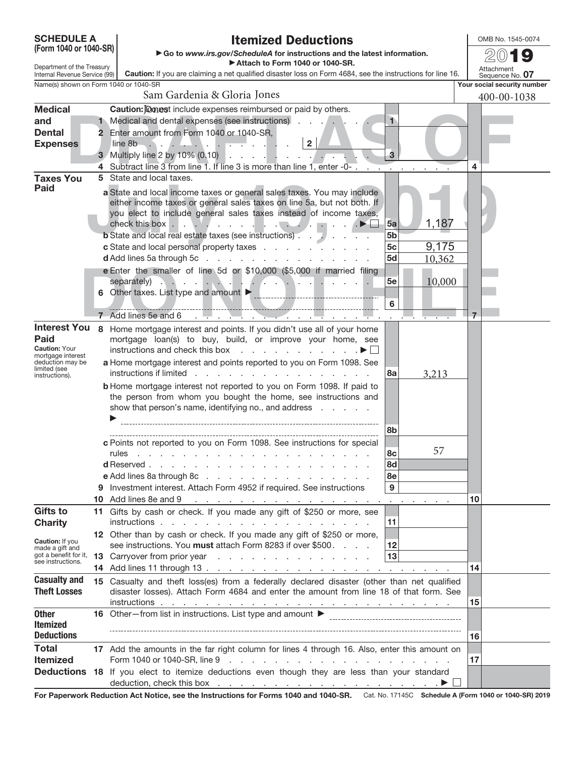**SCHEDULE A (Form 1040 or 1040-SR)**

Department of the Treasury
Internal Revenue Service (99)

# Itemized Deductions

▶ Go to *www.irs.gov/ScheduleA* for instructions and the latest information.
▶ Attach to Form 1040 or 1040-SR.

**Caution:** If you are claiming a net qualified disaster loss on Form 4684, see the instructions for line 16.

OMB No. 1545-0074

**2019**

Attachment Sequence No. **07**

DRAFT AS OF July 19, 2019 DO NOT FILE

Name(s) shown on Form 1040 or 1040-SR: Sam Gardenia & Gloria Jones

Your social security number: 400-00-1038

| Section | Line | Description | Ref | Amount | Line | Amount |
|---|---|---|---|---|---|---|
| **Medical and Dental Expenses** | | **Caution:** Do not include expenses reimbursed or paid by others. | | | | |
| | 1 | Medical and dental expenses (see instructions) | 1 | | | |
| | 2 | Enter amount from Form 1040 or 1040-SR, line 8b [2] | | | | |
| | 3 | Multiply line 2 by 10% (0.10) | 3 | | | |
| | 4 | Subtract line 3 from line 1. If line 3 is more than line 1, enter -0- | | | 4 | |
| **Taxes You Paid** | 5 | State and local taxes. | | | | |
| | | **a** State and local income taxes or general sales taxes. You may include either income taxes or general sales taxes on line 5a, but not both. If you elect to include general sales taxes instead of income taxes, check this box ▶ ☐ | 5a | 1,187 | | |
| | | **b** State and local real estate taxes (see instructions) | 5b | | | |
| | | **c** State and local personal property taxes | 5c | 9,175 | | |
| | | **d** Add lines 5a through 5c | 5d | 10,362 | | |
| | | **e** Enter the smaller of line 5d or $10,000 ($5,000 if married filing separately) | 5e | 10,000 | | |
| | 6 | Other taxes. List type and amount ▶ | 6 | | | |
| | 7 | Add lines 5e and 6 | | | 7 | |
| **Interest You Paid** (Caution: Your mortgage interest deduction may be limited (see instructions).) | 8 | Home mortgage interest and points. If you didn't use all of your home mortgage loan(s) to buy, build, or improve your home, see instructions and check this box ▶ ☐ | | | | |
| | | **a** Home mortgage interest and points reported to you on Form 1098. See instructions if limited | 8a | 3,213 | | |
| | | **b** Home mortgage interest not reported to you on Form 1098. If paid to the person from whom you bought the home, see instructions and show that person's name, identifying no., and address ▶ | 8b | | | |
| | | **c** Points not reported to you on Form 1098. See instructions for special rules | 8c | 57 | | |
| | | **d** Reserved | 8d | | | |
| | | **e** Add lines 8a through 8c | 8e | | | |
| | 9 | Investment interest. Attach Form 4952 if required. See instructions | 9 | | | |
| | 10 | Add lines 8e and 9 | | | 10 | |
| **Gifts to Charity** (Caution: If you made a gift and got a benefit for it, see instructions.) | 11 | Gifts by cash or check. If you made any gift of $250 or more, see instructions | 11 | | | |
| | 12 | Other than by cash or check. If you made any gift of $250 or more, see instructions. You **must** attach Form 8283 if over $500 | 12 | | | |
| | 13 | Carryover from prior year | 13 | | | |
| | 14 | Add lines 11 through 13 | | | 14 | |
| **Casualty and Theft Losses** | 15 | Casualty and theft loss(es) from a federally declared disaster (other than net qualified disaster losses). Attach Form 4684 and enter the amount from line 18 of that form. See instructions | | | 15 | |
| **Other Itemized Deductions** | 16 | Other—from list in instructions. List type and amount ▶ | | | 16 | |
| **Total Itemized Deductions** | 17 | Add the amounts in the far right column for lines 4 through 16. Also, enter this amount on Form 1040 or 1040-SR, line 9 | | | 17 | |
| | 18 | If you elect to itemize deductions even though they are less than your standard deduction, check this box ▶ ☐ | | | | |

**For Paperwork Reduction Act Notice, see the Instructions for Forms 1040 and 1040-SR.** Cat. No. 17145C **Schedule A (Form 1040 or 1040-SR) 2019**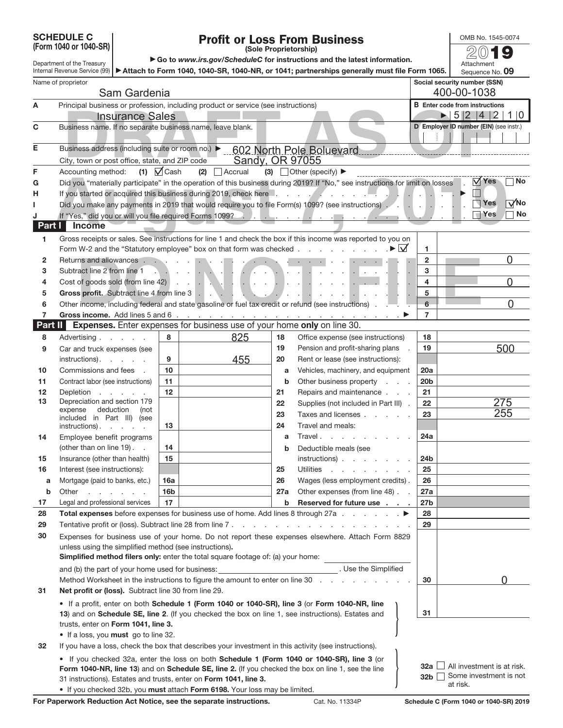**SCHEDULE C (Form 1040 or 1040-SR)**

Department of the Treasury
Internal Revenue Service (99)

# Profit or Loss From Business

**(Sole Proprietorship)**

▶ Go to *www.irs.gov/ScheduleC* for instructions and the latest information.

▶ Attach to Form 1040, 1040-SR, 1040-NR, or 1041; partnerships generally must file Form 1065.

OMB No. 1545-0074

2019

Attachment Sequence No. **09**

DRAFT AS OF August 7, 2019 DO NOT FILE

| Name of proprietor | Social security number (SSN) |
|---|---|
| Sam Gardenia | 400-00-1038 |

**A** Principal business or profession, including product or service (see instructions): Insurance Sales

**B** Enter code from instructions ▶ 5 2 4 2 1 0

**C** Business name. If no separate business name, leave blank.

**D** Employer ID number (EIN) (see instr.)

**E** Business address (including suite or room no.) ▶ 602 North Pole Boluevard

City, town or post office, state, and ZIP code: Sandy, OR 97055

**F** Accounting method: (1) ☑ Cash (2) ☐ Accrual (3) ☐ Other (specify) ▶

**G** Did you "materially participate" in the operation of this business during 2019? If "No," see instructions for limit on losses . ☑ Yes ☐ No

**H** If you started or acquired this business during 2019, check here ▶ ☐

**I** Did you make any payments in 2019 that would require you to file Form(s) 1099? (see instructions) ☐ Yes ☑ No

**J** If "Yes," did you or will you file required Forms 1099? ☐ Yes ☐ No

## Part I Income

| Line | Description | Box | Amount |
|---|---|---|---|
| 1 | Gross receipts or sales. See instructions for line 1 and check the box if this income was reported to you on Form W-2 and the "Statutory employee" box on that form was checked ▶ ☑ | 1 | |
| 2 | Returns and allowances | 2 | 0 |
| 3 | Subtract line 2 from line 1 | 3 | |
| 4 | Cost of goods sold (from line 42) | 4 | 0 |
| 5 | **Gross profit.** Subtract line 4 from line 3 | 5 | |
| 6 | Other income, including federal and state gasoline or fuel tax credit or refund (see instructions) | 6 | 0 |
| 7 | **Gross income.** Add lines 5 and 6 ▶ | 7 | |

## Part II Expenses. Enter expenses for business use of your home **only** on line 30.

| Line | Description | Box | Amount | Line | Description | Box | Amount |
|---|---|---|---|---|---|---|---|
| 8 | Advertising | 8 | 825 | 18 | Office expense (see instructions) | 18 | |
| 9 | Car and truck expenses (see instructions) | 9 | 455 | 19 | Pension and profit-sharing plans | 19 | 500 |
| 10 | Commissions and fees | 10 | | 20 | Rent or lease (see instructions): | | |
| 11 | Contract labor (see instructions) | 11 | | a | Vehicles, machinery, and equipment | 20a | |
| 12 | Depletion | 12 | | b | Other business property | 20b | |
| 13 | Depreciation and section 179 expense deduction (not included in Part III) (see instructions) | 13 | | 21 | Repairs and maintenance | 21 | |
| | | | | 22 | Supplies (not included in Part III) | 22 | 275 |
| | | | | 23 | Taxes and licenses | 23 | 255 |
| 14 | Employee benefit programs (other than on line 19) | 14 | | 24 | Travel and meals: | | |
| 15 | Insurance (other than health) | 15 | | a | Travel | 24a | |
| 16 | Interest (see instructions): | | | b | Deductible meals (see instructions) | 24b | |
| a | Mortgage (paid to banks, etc.) | 16a | | 25 | Utilities | 25 | |
| b | Other | 16b | | 26 | Wages (less employment credits) | 26 | |
| 17 | Legal and professional services | 17 | | 27a | Other expenses (from line 48) | 27a | |
| | | | | b | **Reserved for future use** | 27b | |

| Line | Description | Box | Amount |
|---|---|---|---|
| 28 | **Total expenses** before expenses for business use of home. Add lines 8 through 27a ▶ | 28 | |
| 29 | Tentative profit or (loss). Subtract line 28 from line 7 | 29 | |
| 30 | Expenses for business use of your home. Do not report these expenses elsewhere. Attach Form 8829 unless using the simplified method (see instructions). **Simplified method filers only:** enter the total square footage of: (a) your home: ______ and (b) the part of your home used for business: ______ . Use the Simplified Method Worksheet in the instructions to figure the amount to enter on line 30 | 30 | 0 |
| 31 | **Net profit or (loss).** Subtract line 30 from line 29. • If a profit, enter on both **Schedule 1 (Form 1040 or 1040-SR), line 3** (or **Form 1040-NR, line 13**) and on **Schedule SE, line 2**. (If you checked the box on line 1, see instructions). Estates and trusts, enter on **Form 1041, line 3.** • If a loss, you **must** go to line 32. | 31 | |

**32** If you have a loss, check the box that describes your investment in this activity (see instructions).

- If you checked 32a, enter the loss on both **Schedule 1 (Form 1040 or 1040-SR), line 3** (or **Form 1040-NR, line 13**) and on **Schedule SE, line 2.** (If you checked the box on line 1, see the line 31 instructions). Estates and trusts, enter on **Form 1041, line 3.**
- If you checked 32b, you **must** attach **Form 6198.** Your loss may be limited.

**32a** ☐ All investment is at risk.
**32b** ☐ Some investment is not at risk.

**For Paperwork Reduction Act Notice, see the separate instructions.** Cat. No. 11334P **Schedule C (Form 1040 or 1040-SR) 2019**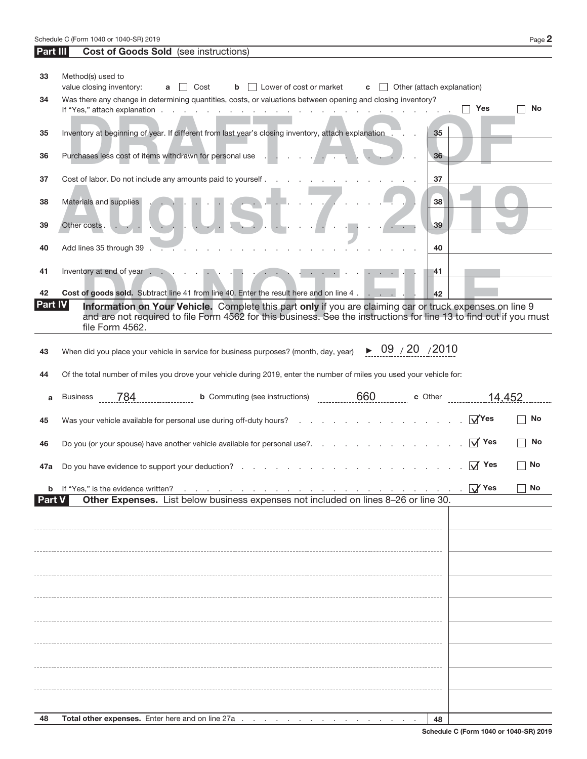Schedule C (Form 1040 or 1040-SR) 2019 Page 2

## Part III Cost of Goods Sold (see instructions)

**33** Method(s) used to value closing inventory: **a** ☐ Cost **b** ☐ Lower of cost or market **c** ☐ Other (attach explanation)

**34** Was there any change in determining quantities, costs, or valuations between opening and closing inventory? If "Yes," attach explanation . . . ☐ Yes ☐ No

DRAFT AS OF August 7, 2019 DO NOT FILE

| | | | |
|---|---|---|---|
| **35** | Inventory at beginning of year. If different from last year's closing inventory, attach explanation | 35 | |
| **36** | Purchases less cost of items withdrawn for personal use | 36 | |
| **37** | Cost of labor. Do not include any amounts paid to yourself | 37 | |
| **38** | Materials and supplies | 38 | |
| **39** | Other costs | 39 | |
| **40** | Add lines 35 through 39 | 40 | |
| **41** | Inventory at end of year | 41 | |
| **42** | **Cost of goods sold.** Subtract line 41 from line 40. Enter the result here and on line 4 | 42 | |

## Part IV Information on Your Vehicle.

Complete this part **only** if you are claiming car or truck expenses on line 9 and are not required to file Form 4562 for this business. See the instructions for line 13 to find out if you must file Form 4562.

**43** When did you place your vehicle in service for business purposes? (month, day, year) ► 09 / 20 / 2010

**44** Of the total number of miles you drove your vehicle during 2019, enter the number of miles you used your vehicle for:

**a** Business 784 **b** Commuting (see instructions) 660 **c** Other 14,452

**45** Was your vehicle available for personal use during off-duty hours? ☑ Yes ☐ No

**46** Do you (or your spouse) have another vehicle available for personal use? ☑ Yes ☐ No

**47a** Do you have evidence to support your deduction? ☑ Yes ☐ No

**b** If "Yes," is the evidence written? ☑ Yes ☐ No

## Part V Other Expenses.

List below business expenses not included on lines 8–26 or line 30.

| | |
|---|---|
| | |
| | |
| | |
| | |
| | |
| | |
| | |
| | |
| | |
| **48** **Total other expenses.** Enter here and on line 27a | 48 |

Schedule C (Form 1040 or 1040-SR) 2019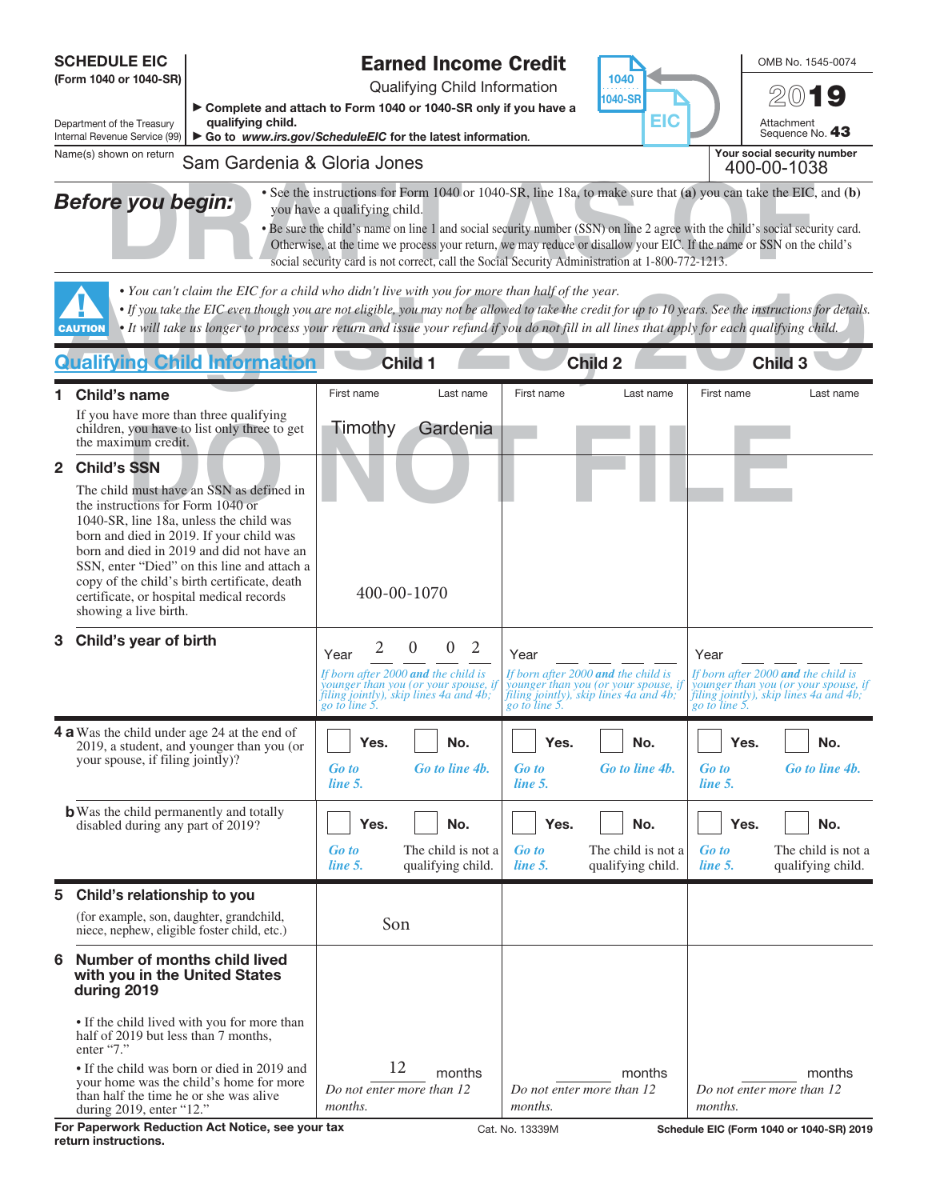**SCHEDULE EIC**
**(Form 1040 or 1040-SR)**

Department of the Treasury
Internal Revenue Service (99)

# Earned Income Credit

Qualifying Child Information

▶ **Complete and attach to Form 1040 or 1040-SR only if you have a qualifying child.**
▶ **Go to** ***www.irs.gov/ScheduleEIC*** **for the latest information.**

OMB No. 1545-0074

**2019**

Attachment Sequence No. **43**

Name(s) shown on return: Sam Gardenia & Gloria Jones

**Your social security number:** 400-00-1038

DRAFT AS OF August 26, 2019 — DO NOT FILE

***Before you begin:***

- See the instructions for Form 1040 or 1040-SR, line 18a, to make sure that **(a)** you can take the EIC, and **(b)** you have a qualifying child.
- Be sure the child's name on line 1 and social security number (SSN) on line 2 agree with the child's social security card. Otherwise, at the time we process your return, we may reduce or disallow your EIC. If the name or SSN on the child's social security card is not correct, call the Social Security Administration at 1-800-772-1213.

**CAUTION**

- *You can't claim the EIC for a child who didn't live with you for more than half of the year.*
- *If you take the EIC even though you are not eligible, you may not be allowed to take the credit for up to 10 years. See the instructions for details.*
- *It will take us longer to process your return and issue your refund if you do not fill in all lines that apply for each qualifying child.*

| **Qualifying Child Information** | **Child 1** | **Child 2** | **Child 3** |
|---|---|---|---|
| **1 Child's name** If you have more than three qualifying children, you have to list only three to get the maximum credit. | First name: Timothy Last name: Gardenia | First name Last name | First name Last name |
| **2 Child's SSN** The child must have an SSN as defined in the instructions for Form 1040 or 1040-SR, line 18a, unless the child was born and died in 2019. If your child was born and died in 2019 and did not have an SSN, enter "Died" on this line and attach a copy of the child's birth certificate, death certificate, or hospital medical records showing a live birth. | 400-00-1070 | | |
| **3 Child's year of birth** | Year 2 0 0 2 *If born after 2000* ***and*** *the child is younger than you (or your spouse, if filing jointly), skip lines 4a and 4b; go to line 5.* | Year ____ *If born after 2000* ***and*** *the child is younger than you (or your spouse, if filing jointly), skip lines 4a and 4b; go to line 5.* | Year ____ *If born after 2000* ***and*** *the child is younger than you (or your spouse, if filing jointly), skip lines 4a and 4b; go to line 5.* |
| **4 a** Was the child under age 24 at the end of 2019, a student, and younger than you (or your spouse, if filing jointly)? | ☐ **Yes.** *Go to line 5.* ☐ **No.** *Go to line 4b.* | ☐ **Yes.** *Go to line 5.* ☐ **No.** *Go to line 4b.* | ☐ **Yes.** *Go to line 5.* ☐ **No.** *Go to line 4b.* |
| **b** Was the child permanently and totally disabled during any part of 2019? | ☐ **Yes.** *Go to line 5.* ☐ **No.** The child is not a qualifying child. | ☐ **Yes.** *Go to line 5.* ☐ **No.** The child is not a qualifying child. | ☐ **Yes.** *Go to line 5.* ☐ **No.** The child is not a qualifying child. |
| **5 Child's relationship to you** (for example, son, daughter, grandchild, niece, nephew, eligible foster child, etc.) | Son | | |
| **6 Number of months child lived with you in the United States during 2019** • If the child lived with you for more than half of 2019 but less than 7 months, enter "7." • If the child was born or died in 2019 and your home was the child's home for more than half the time he or she was alive during 2019, enter "12." | 12 months *Do not enter more than 12 months.* | ____ months *Do not enter more than 12 months.* | ____ months *Do not enter more than 12 months.* |

**For Paperwork Reduction Act Notice, see your tax return instructions.** Cat. No. 13339M **Schedule EIC (Form 1040 or 1040-SR) 2019**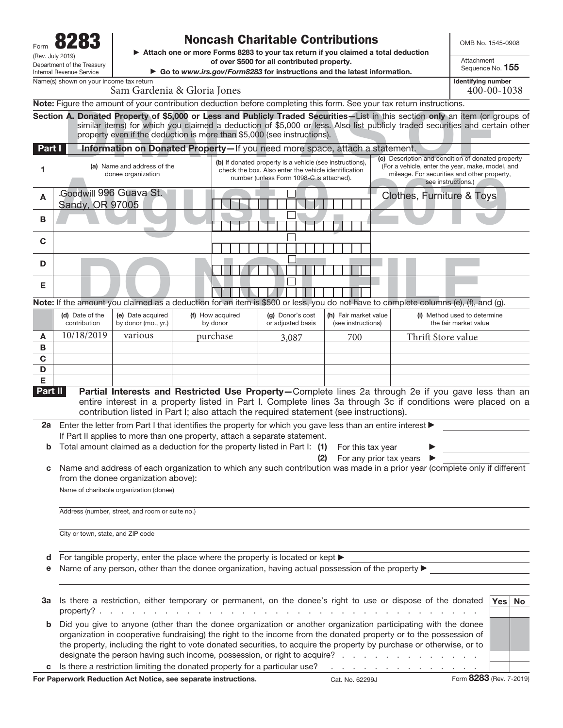Form **8283**
(Rev. July 2019)
Department of the Treasury
Internal Revenue Service

# Noncash Charitable Contributions

▶ Attach one or more Forms 8283 to your tax return if you claimed a total deduction of over $500 for all contributed property.

▶ Go to *www.irs.gov/Form8283* for instructions and the latest information.

OMB No. 1545-0908

Attachment Sequence No. **155**

Name(s) shown on your income tax return: Sam Gardenia & Gloria Jones

Identifying number: 400-00-1038

DRAFT AS OF August 9, 2019 DO NOT FILE

**Note:** Figure the amount of your contribution deduction before completing this form. See your tax return instructions.

**Section A. Donated Property of $5,000 or Less and Publicly Traded Securities—**List in this section **only** an item (or groups of similar items) for which you claimed a deduction of $5,000 or less. Also list publicly traded securities and certain other property even if the deduction is more than $5,000 (see instructions).

**Part I — Information on Donated Property—**If you need more space, attach a statement.

| 1 | (a) Name and address of the donee organization | (b) If donated property is a vehicle (see instructions), check the box. Also enter the vehicle identification number (unless Form 1098-C is attached). | (c) Description and condition of donated property (For a vehicle, enter the year, make, model, and mileage. For securities and other property, see instructions.) |
|---|---|---|---|
| A | Goodwill 996 Guava St. Sandy, OR 97005 | ☐ | Clothes, Furniture & Toys |
| B | | ☐ | |
| C | | ☐ | |
| D | | ☐ | |
| E | | ☐ | |

**Note:** If the amount you claimed as a deduction for an item is $500 or less, you do not have to complete columns (e), (f), and (g).

| | (d) Date of the contribution | (e) Date acquired by donor (mo., yr.) | (f) How acquired by donor | (g) Donor's cost or adjusted basis | (h) Fair market value (see instructions) | (i) Method used to determine the fair market value |
|---|---|---|---|---|---|---|
| A | 10/18/2019 | various | purchase | 3,087 | 700 | Thrift Store value |
| B | | | | | | |
| C | | | | | | |
| D | | | | | | |
| E | | | | | | |

**Part II — Partial Interests and Restricted Use Property—**Complete lines 2a through 2e if you gave less than an entire interest in a property listed in Part I. Complete lines 3a through 3c if conditions were placed on a contribution listed in Part I; also attach the required statement (see instructions).

**2a** Enter the letter from Part I that identifies the property for which you gave less than an entire interest ▶ ________
If Part II applies to more than one property, attach a separate statement.

**b** Total amount claimed as a deduction for the property listed in Part I: **(1)** For this tax year ▶ ________
**(2)** For any prior tax years ▶ ________

**c** Name and address of each organization to which any such contribution was made in a prior year (complete only if different from the donee organization above):

Name of charitable organization (donee)

Address (number, street, and room or suite no.)

City or town, state, and ZIP code

**d** For tangible property, enter the place where the property is located or kept ▶ ________

**e** Name of any person, other than the donee organization, having actual possession of the property ▶ ________

| | | Yes | No |
|---|---|---|---|
| **3a** | Is there a restriction, either temporary or permanent, on the donee's right to use or dispose of the donated property? | | |
| **b** | Did you give to anyone (other than the donee organization or another organization participating with the donee organization in cooperative fundraising) the right to the income from the donated property or to the possession of the property, including the right to vote donated securities, to acquire the property by purchase or otherwise, or to designate the person having such income, possession, or right to acquire? | | |
| **c** | Is there a restriction limiting the donated property for a particular use? | | |

**For Paperwork Reduction Act Notice, see separate instructions.** Cat. No. 62299J Form **8283** (Rev. 7-2019)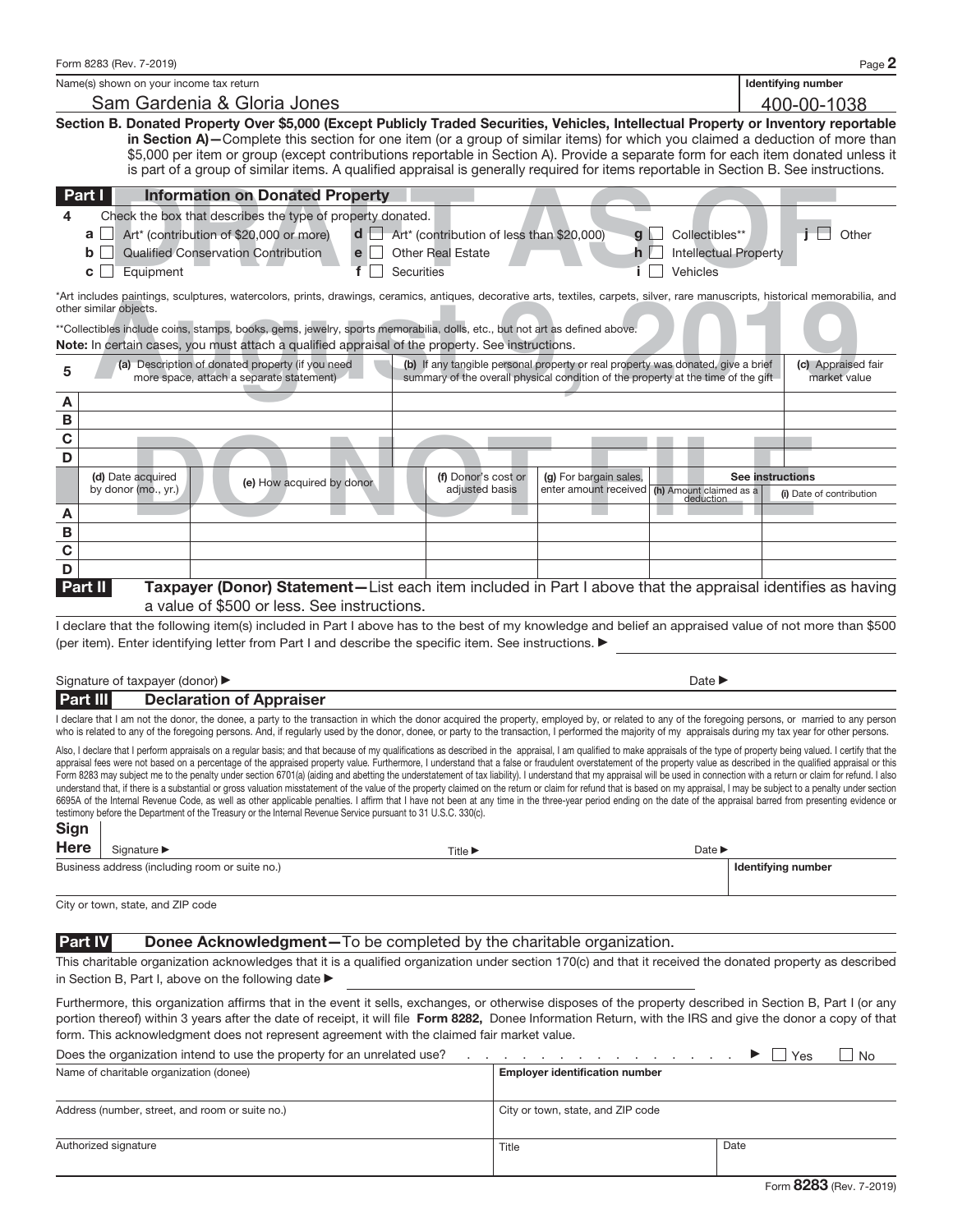Form 8283 (Rev. 7-2019)

Name(s) shown on your income tax return: Sam Gardenia & Gloria Jones

Identifying number: 400-00-1038

DRAFT AS OF August 9, 2019 DO NOT FILE

**Section B. Donated Property Over $5,000 (Except Publicly Traded Securities, Vehicles, Intellectual Property or Inventory reportable in Section A)—**Complete this section for one item (or a group of similar items) for which you claimed a deduction of more than $5,000 per item or group (except contributions reportable in Section A). Provide a separate form for each item donated unless it is part of a group of similar items. A qualified appraisal is generally required for items reportable in Section B. See instructions.

## Part I Information on Donated Property

**4** Check the box that describes the type of property donated.

- **a** ☐ Art* (contribution of $20,000 or more)
- **b** ☐ Qualified Conservation Contribution
- **c** ☐ Equipment
- **d** ☐ Art* (contribution of less than $20,000)
- **e** ☐ Other Real Estate
- **f** ☐ Securities
- **g** ☐ Collectibles**
- **h** ☐ Intellectual Property
- **i** ☐ Vehicles
- **j** ☐ Other

*Art includes paintings, sculptures, watercolors, prints, drawings, ceramics, antiques, decorative arts, textiles, carpets, silver, rare manuscripts, historical memorabilia, and other similar objects.

**Collectibles include coins, stamps, books, gems, jewelry, sports memorabilia, dolls, etc., but not art as defined above.

**Note:** In certain cases, you must attach a qualified appraisal of the property. See instructions.

| 5 | (a) Description of donated property (if you need more space, attach a separate statement) | (b) If any tangible personal property or real property was donated, give a brief summary of the overall physical condition of the property at the time of the gift | (c) Appraised fair market value |
|---|---|---|---|
| A | | | |
| B | | | |
| C | | | |
| D | | | |

| | (d) Date acquired by donor (mo., yr.) | (e) How acquired by donor | (f) Donor's cost or adjusted basis | (g) For bargain sales, enter amount received | See instructions (h) Amount claimed as a deduction | (i) Date of contribution |
|---|---|---|---|---|---|---|
| A | | | | | | |
| B | | | | | | |
| C | | | | | | |
| D | | | | | | |

## Part II Taxpayer (Donor) Statement—List each item included in Part I above that the appraisal identifies as having a value of $500 or less. See instructions.

I declare that the following item(s) included in Part I above has to the best of my knowledge and belief an appraised value of not more than $500 (per item). Enter identifying letter from Part I and describe the specific item. See instructions. ▶

Signature of taxpayer (donor) ▶ Date ▶

## Part III Declaration of Appraiser

I declare that I am not the donor, the donee, a party to the transaction in which the donor acquired the property, employed by, or related to any of the foregoing persons, or married to any person who is related to any of the foregoing persons. And, if regularly used by the donor, donee, or party to the transaction, I performed the majority of my appraisals during my tax year for other persons.

Also, I declare that I perform appraisals on a regular basis; and that because of my qualifications as described in the appraisal, I am qualified to make appraisals of the type of property being valued. I certify that the appraisal fees were not based on a percentage of the appraised property value. Furthermore, I understand that a false or fraudulent overstatement of the property value as described in the qualified appraisal or this Form 8283 may subject me to the penalty under section 6701(a) (aiding and abetting the understatement of tax liability). I understand that my appraisal will be used in connection with a return or claim for refund. I also understand that, if there is a substantial or gross valuation misstatement of the value of the property claimed on the return or claim for refund that is based on my appraisal, I may be subject to a penalty under section 6695A of the Internal Revenue Code, as well as other applicable penalties. I affirm that I have not been at any time in the three-year period ending on the date of the appraisal barred from presenting evidence or testimony before the Department of the Treasury or the Internal Revenue Service pursuant to 31 U.S.C. 330(c).

**Sign Here** Signature ▶ Title ▶ Date ▶

Business address (including room or suite no.) | Identifying number

City or town, state, and ZIP code

## Part IV Donee Acknowledgment—To be completed by the charitable organization.

This charitable organization acknowledges that it is a qualified organization under section 170(c) and that it received the donated property as described in Section B, Part I, above on the following date ▶

Furthermore, this organization affirms that in the event it sells, exchanges, or otherwise disposes of the property described in Section B, Part I (or any portion thereof) within 3 years after the date of receipt, it will file **Form 8282,** Donee Information Return, with the IRS and give the donor a copy of that form. This acknowledgment does not represent agreement with the claimed fair market value.

Does the organization intend to use the property for an unrelated use? . . . . . . . . . . . . . . . . ▶ ☐ Yes ☐ No

| Name of charitable organization (donee) | Employer identification number | |
|---|---|---|
| Address (number, street, and room or suite no.) | City or town, state, and ZIP code | |
| Authorized signature | Title | Date |

Form **8283** (Rev. 7-2019)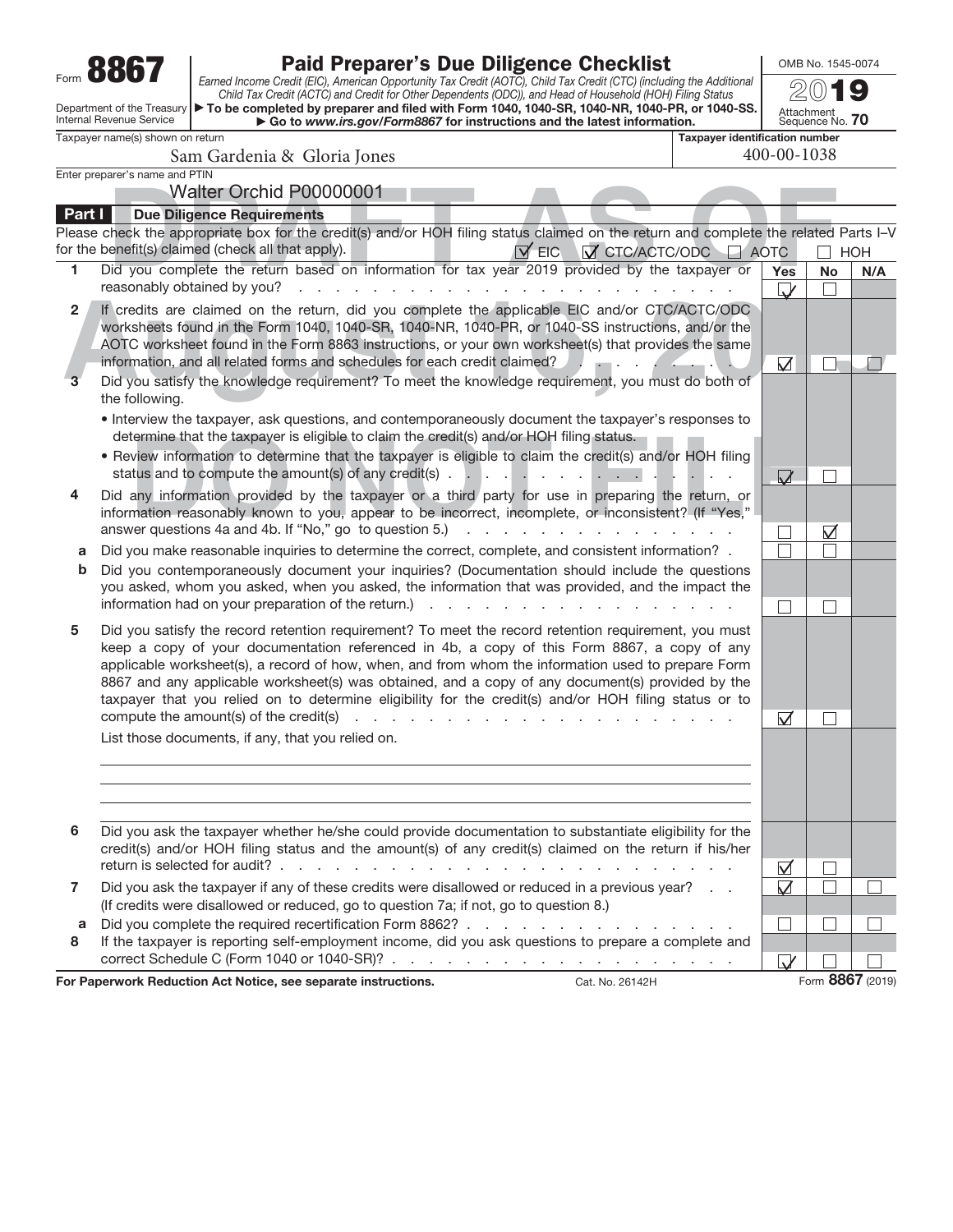Form **8867**

# Paid Preparer's Due Diligence Checklist

*Earned Income Credit (EIC), American Opportunity Tax Credit (AOTC), Child Tax Credit (CTC) (including the Additional Child Tax Credit (ACTC) and Credit for Other Dependents (ODC)), and Head of Household (HOH) Filing Status*

▶ **To be completed by preparer and filed with Form 1040, 1040-SR, 1040-NR, 1040-PR, or 1040-SS.**

▶ **Go to *www.irs.gov/Form8867* for instructions and the latest information.**

Department of the Treasury
Internal Revenue Service

OMB No. 1545-0074

2019

Attachment Sequence No. **70**

DRAFT AS OF August 16, 2019 DO NOT FILE

Taxpayer name(s) shown on return: Sam Gardenia & Gloria Jones

**Taxpayer identification number**: 400-00-1038

Enter preparer's name and PTIN: Walter Orchid P00000001

## Part I Due Diligence Requirements

Please check the appropriate box for the credit(s) and/or HOH filing status claimed on the return and complete the related Parts I–V for the benefit(s) claimed (check all that apply). ☑ EIC ☑ CTC/ACTC/ODC ☐ AOTC ☐ HOH

| | | Yes | No | N/A |
|---|---|---|---|---|
| **1** | Did you complete the return based on information for tax year 2019 provided by the taxpayer or reasonably obtained by you? | ☑ | ☐ | |
| **2** | If credits are claimed on the return, did you complete the applicable EIC and/or CTC/ACTC/ODC worksheets found in the Form 1040, 1040-SR, 1040-NR, 1040-PR, or 1040-SS instructions, and/or the AOTC worksheet found in the Form 8863 instructions, or your own worksheet(s) that provides the same information, and all related forms and schedules for each credit claimed? | ☑ | ☐ | ☐ |
| **3** | Did you satisfy the knowledge requirement? To meet the knowledge requirement, you must do both of the following.<br>• Interview the taxpayer, ask questions, and contemporaneously document the taxpayer's responses to determine that the taxpayer is eligible to claim the credit(s) and/or HOH filing status.<br>• Review information to determine that the taxpayer is eligible to claim the credit(s) and/or HOH filing status and to compute the amount(s) of any credit(s) | ☑ | ☐ | |
| **4** | Did any information provided by the taxpayer or a third party for use in preparing the return, or information reasonably known to you, appear to be incorrect, incomplete, or inconsistent? (If "Yes," answer questions 4a and 4b. If "No," go to question 5.) | ☐ | ☑ | |
| **a** | Did you make reasonable inquiries to determine the correct, complete, and consistent information? | ☐ | ☐ | |
| **b** | Did you contemporaneously document your inquiries? (Documentation should include the questions you asked, whom you asked, when you asked, the information that was provided, and the impact the information had on your preparation of the return.) | ☐ | ☐ | |
| **5** | Did you satisfy the record retention requirement? To meet the record retention requirement, you must keep a copy of your documentation referenced in 4b, a copy of this Form 8867, a copy of any applicable worksheet(s), a record of how, when, and from whom the information used to prepare Form 8867 and any applicable worksheet(s) was obtained, and a copy of any document(s) provided by the taxpayer that you relied on to determine eligibility for the credit(s) and/or HOH filing status or to compute the amount(s) of the credit(s)<br>List those documents, if any, that you relied on. | ☑ | ☐ | |
| **6** | Did you ask the taxpayer whether he/she could provide documentation to substantiate eligibility for the credit(s) and/or HOH filing status and the amount(s) of any credit(s) claimed on the return if his/her return is selected for audit? | ☑ | ☐ | |
| **7** | Did you ask the taxpayer if any of these credits were disallowed or reduced in a previous year? (If credits were disallowed or reduced, go to question 7a; if not, go to question 8.) | ☑ | ☐ | ☐ |
| **a** | Did you complete the required recertification Form 8862? | ☐ | ☐ | ☐ |
| **8** | If the taxpayer is reporting self-employment income, did you ask questions to prepare a complete and correct Schedule C (Form 1040 or 1040-SR)? | ☑ | ☐ | ☐ |

**For Paperwork Reduction Act Notice, see separate instructions.** Cat. No. 26142H Form **8867** (2019)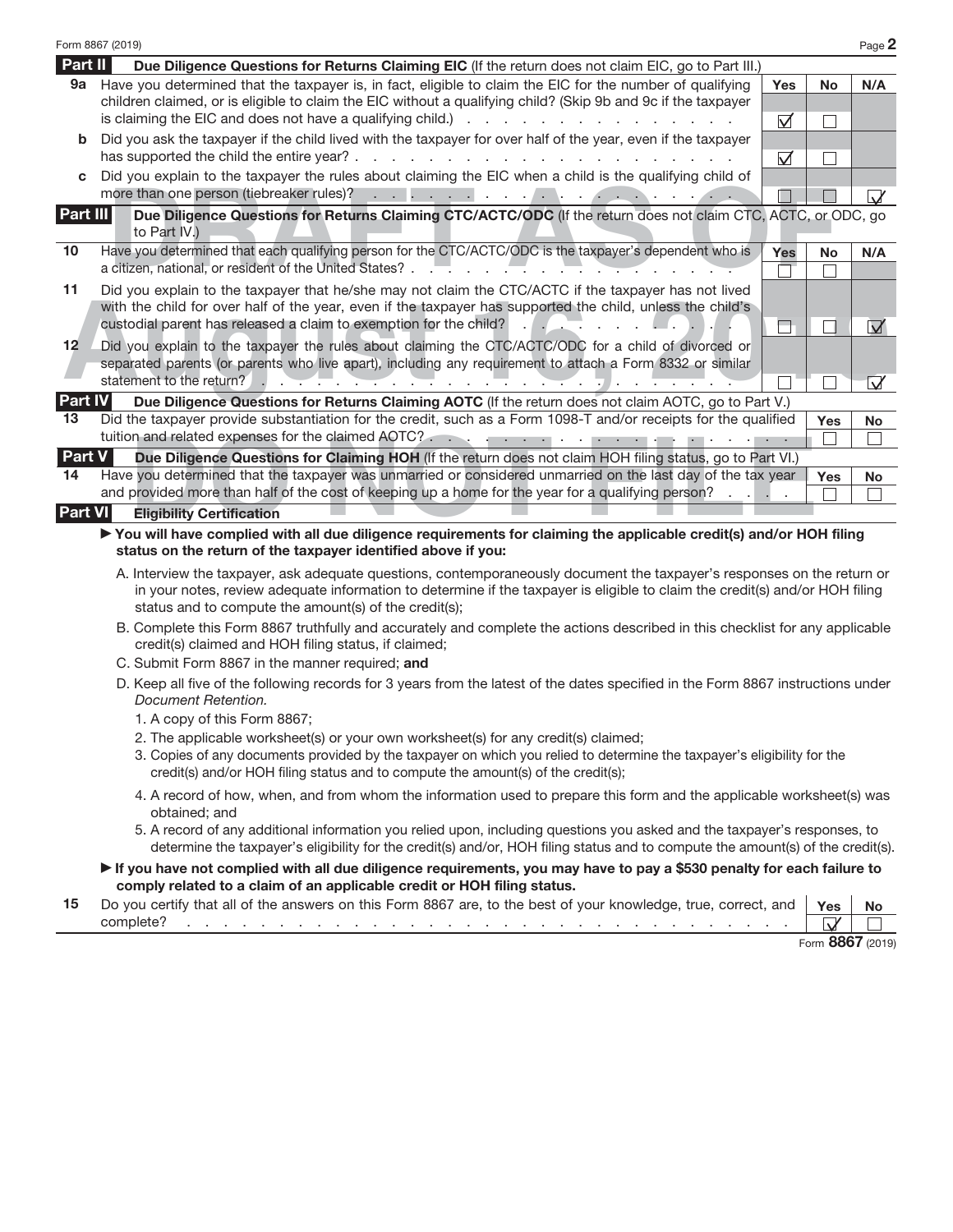## Part II Due Diligence Questions for Returns Claiming EIC (If the return does not claim EIC, go to Part III.)

| | | Yes | No | N/A |
|---|---|---|---|---|
| 9a | Have you determined that the taxpayer is, in fact, eligible to claim the EIC for the number of qualifying children claimed, or is eligible to claim the EIC without a qualifying child? (Skip 9b and 9c if the taxpayer is claiming the EIC and does not have a qualifying child.) | ☑ | ☐ | |
| b | Did you ask the taxpayer if the child lived with the taxpayer for over half of the year, even if the taxpayer has supported the child the entire year? | ☑ | ☐ | |
| c | Did you explain to the taxpayer the rules about claiming the EIC when a child is the qualifying child of more than one person (tiebreaker rules)? | ☐ | ☐ | ☑ |

## Part III Due Diligence Questions for Returns Claiming CTC/ACTC/ODC (If the return does not claim CTC, ACTC, or ODC, go to Part IV.)

| | | Yes | No | N/A |
|---|---|---|---|---|
| 10 | Have you determined that each qualifying person for the CTC/ACTC/ODC is the taxpayer's dependent who is a citizen, national, or resident of the United States? | ☐ | ☐ | |
| 11 | Did you explain to the taxpayer that he/she may not claim the CTC/ACTC if the taxpayer has not lived with the child for over half of the year, even if the taxpayer has supported the child, unless the child's custodial parent has released a claim to exemption for the child? | ☐ | ☐ | ☑ |
| 12 | Did you explain to the taxpayer the rules about claiming the CTC/ACTC/ODC for a child of divorced or separated parents (or parents who live apart), including any requirement to attach a Form 8332 or similar statement to the return? | ☐ | ☐ | ☑ |

## Part IV Due Diligence Questions for Returns Claiming AOTC (If the return does not claim AOTC, go to Part V.)

| | | Yes | No |
|---|---|---|---|
| 13 | Did the taxpayer provide substantiation for the credit, such as a Form 1098-T and/or receipts for the qualified tuition and related expenses for the claimed AOTC? | ☐ | ☐ |

## Part V Due Diligence Questions for Claiming HOH (If the return does not claim HOH filing status, go to Part VI.)

| | | Yes | No |
|---|---|---|---|
| 14 | Have you determined that the taxpayer was unmarried or considered unmarried on the last day of the tax year and provided more than half of the cost of keeping up a home for the year for a qualifying person? | ☐ | ☐ |

## Part VI Eligibility Certification

▶ **You will have complied with all due diligence requirements for claiming the applicable credit(s) and/or HOH filing status on the return of the taxpayer identified above if you:**

A. Interview the taxpayer, ask adequate questions, contemporaneously document the taxpayer's responses on the return or in your notes, review adequate information to determine if the taxpayer is eligible to claim the credit(s) and/or HOH filing status and to compute the amount(s) of the credit(s);

B. Complete this Form 8867 truthfully and accurately and complete the actions described in this checklist for any applicable credit(s) claimed and HOH filing status, if claimed;

C. Submit Form 8867 in the manner required; **and**

D. Keep all five of the following records for 3 years from the latest of the dates specified in the Form 8867 instructions under *Document Retention.*

1. A copy of this Form 8867;
2. The applicable worksheet(s) or your own worksheet(s) for any credit(s) claimed;
3. Copies of any documents provided by the taxpayer on which you relied to determine the taxpayer's eligibility for the credit(s) and/or HOH filing status and to compute the amount(s) of the credit(s);
4. A record of how, when, and from whom the information used to prepare this form and the applicable worksheet(s) was obtained; and
5. A record of any additional information you relied upon, including questions you asked and the taxpayer's responses, to determine the taxpayer's eligibility for the credit(s) and/or, HOH filing status and to compute the amount(s) of the credit(s).

▶ **If you have not complied with all due diligence requirements, you may have to pay a $530 penalty for each failure to comply related to a claim of an applicable credit or HOH filing status.**

| | | Yes | No |
|---|---|---|---|
| 15 | Do you certify that all of the answers on this Form 8867 are, to the best of your knowledge, true, correct, and complete? | ☑ | ☐ |

DRAFT AS OF August 16, 2019 DO NOT FILE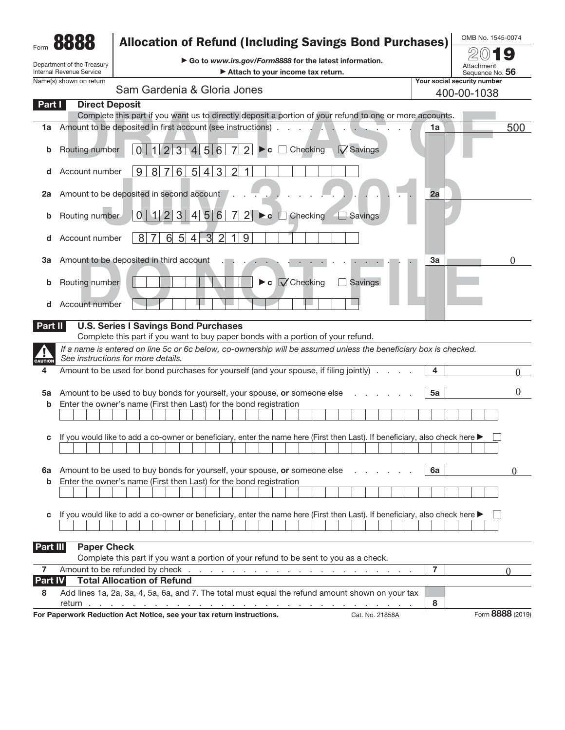Form **8888**

Department of the Treasury
Internal Revenue Service

# Allocation of Refund (Including Savings Bond Purchases)

▶ Go to *www.irs.gov/Form8888* for the latest information.
▶ Attach to your income tax return.

OMB No. 1545-0074
**2019**
Attachment Sequence No. **56**

DRAFT AS OF July 3, 2019 DO NOT FILE

| Name(s) shown on return | Your social security number |
|---|---|
| Sam Gardenia & Gloria Jones | 400-00-1038 |

## Part I — Direct Deposit

Complete this part if you want us to directly deposit a portion of your refund to one or more accounts.

| Line | Description | | Amount |
|---|---|---|---|
| 1a | Amount to be deposited in first account (see instructions) | 1a | 500 |
| b | Routing number: 0 1 2 3 4 5 6 7 2 ▶ c ☐ Checking ☑ Savings | | |
| d | Account number: 9 8 7 6 5 4 3 2 1 | | |
| 2a | Amount to be deposited in second account | 2a | |
| b | Routing number: 0 1 2 3 4 5 6 7 2 ▶ c ☐ Checking ☐ Savings | | |
| d | Account number: 8 7 6 5 4 3 2 1 9 | | |
| 3a | Amount to be deposited in third account | 3a | 0 |
| b | Routing number: ▶ c ☑ Checking ☐ Savings | | |
| d | Account number | | |

## Part II — U.S. Series I Savings Bond Purchases

Complete this part if you want to buy paper bonds with a portion of your refund.

**CAUTION** *If a name is entered on line 5c or 6c below, co-ownership will be assumed unless the beneficiary box is checked. See instructions for more details.*

| Line | Description | | Amount |
|---|---|---|---|
| 4 | Amount to be used for bond purchases for yourself (and your spouse, if filing jointly) | 4 | 0 |
| 5a | Amount to be used to buy bonds for yourself, your spouse, **or** someone else | 5a | 0 |
| b | Enter the owner's name (First then Last) for the bond registration | | |
| c | If you would like to add a co-owner or beneficiary, enter the name here (First then Last). If beneficiary, also check here ▶ ☐ | | |
| 6a | Amount to be used to buy bonds for yourself, your spouse, **or** someone else | 6a | 0 |
| b | Enter the owner's name (First then Last) for the bond registration | | |
| c | If you would like to add a co-owner or beneficiary, enter the name here (First then Last). If beneficiary, also check here ▶ ☐ | | |

## Part III — Paper Check

Complete this part if you want a portion of your refund to be sent to you as a check.

| Line | Description | | Amount |
|---|---|---|---|
| 7 | Amount to be refunded by check | 7 | 0 |

## Part IV — Total Allocation of Refund

| Line | Description | | Amount |
|---|---|---|---|
| 8 | Add lines 1a, 2a, 3a, 4, 5a, 6a, and 7. The total must equal the refund amount shown on your tax return | 8 | |

**For Paperwork Reduction Act Notice, see your tax return instructions.** Cat. No. 21858A Form **8888** (2019)